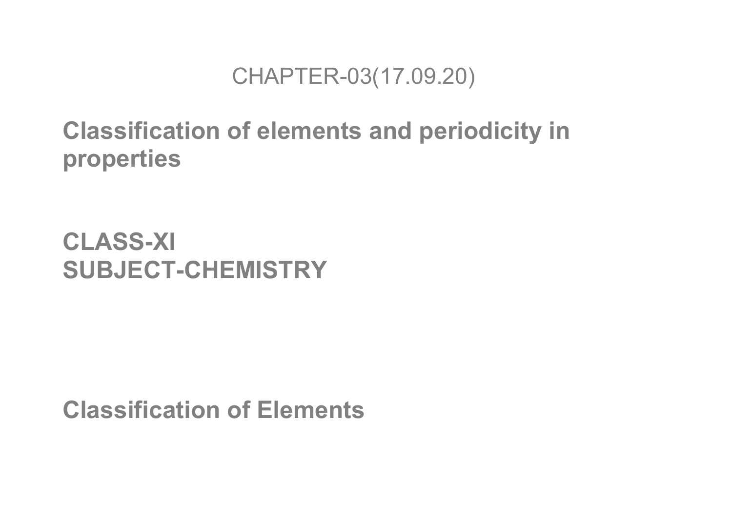CHAPTER-03(17.09.20)

# Classification of elements and periodicity in properties

**CLASS-XI**
**SUBJECT-CHEMISTRY**

## Classification of Elements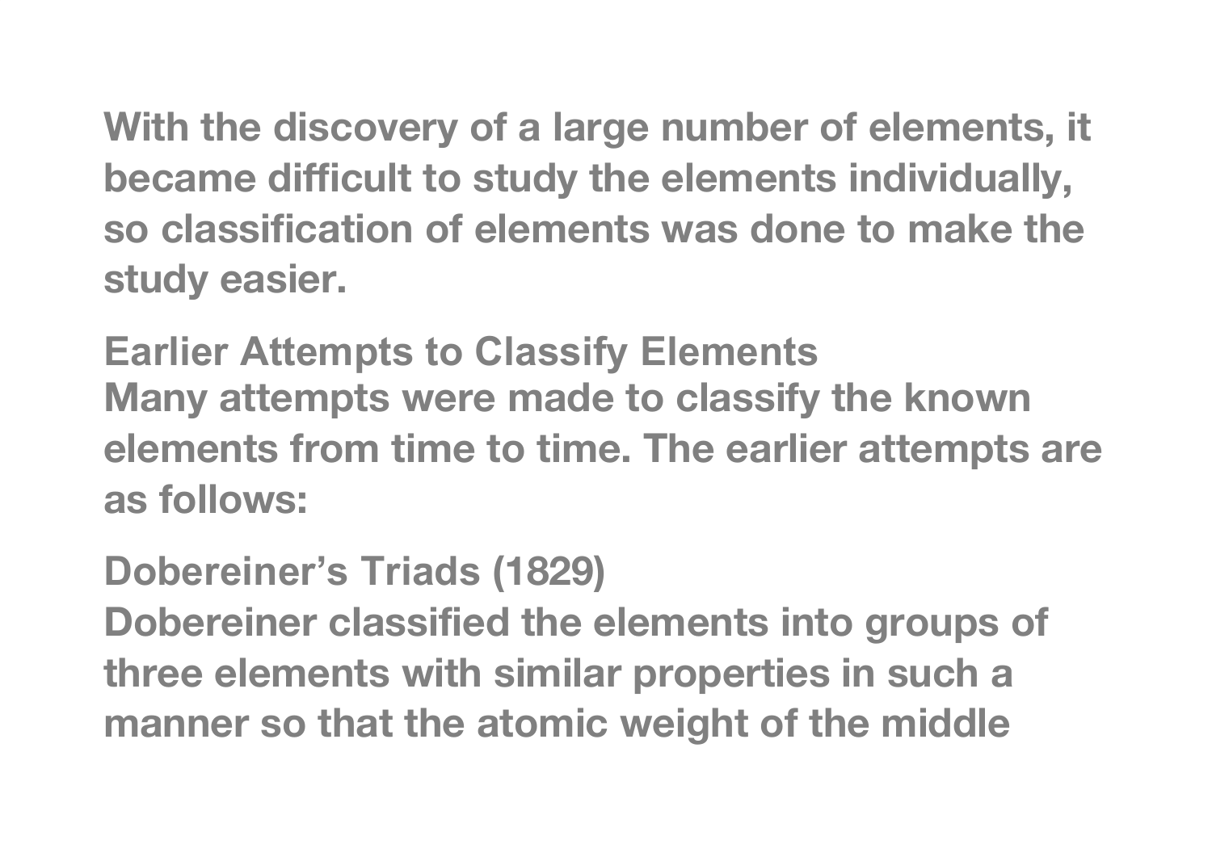With the discovery of a large number of elements, it became difficult to study the elements individually, so classification of elements was done to make the study easier.

## Earlier Attempts to Classify Elements

Many attempts were made to classify the known elements from time to time. The earlier attempts are as follows:

### Dobereiner's Triads (1829)

Dobereiner classified the elements into groups of three elements with similar properties in such a manner so that the atomic weight of the middle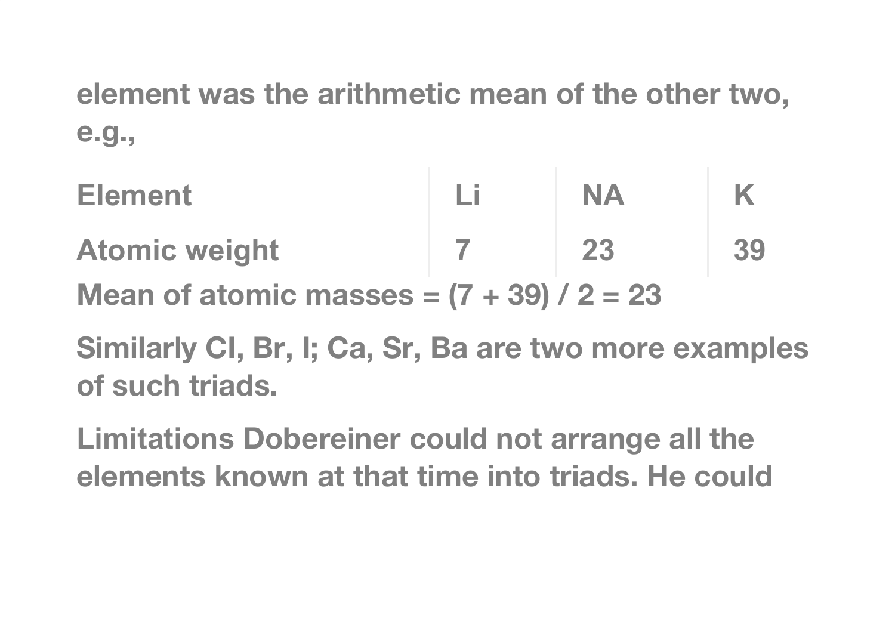element was the arithmetic mean of the other two, e.g.,

| Element | Li | NA | K |
| --- | --- | --- | --- |
| Atomic weight | 7 | 23 | 39 |

Mean of atomic masses = (7 + 39) / 2 = 23

Similarly Cl, Br, I; Ca, Sr, Ba are two more examples of such triads.

Limitations Dobereiner could not arrange all the elements known at that time into triads. He could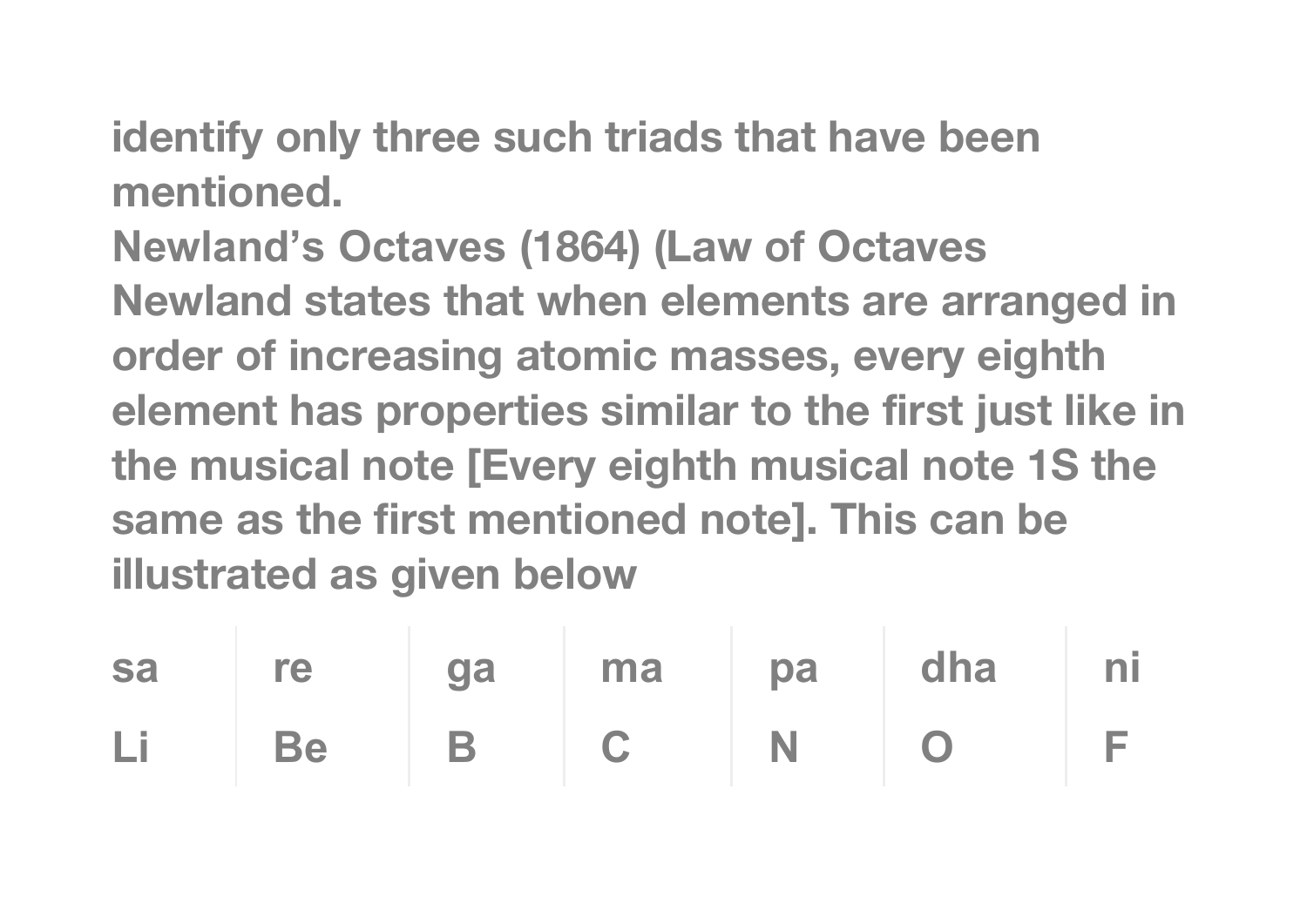identify only three such triads that have been mentioned.

Newland's Octaves (1864) (Law of Octaves

Newland states that when elements are arranged in order of increasing atomic masses, every eighth element has properties similar to the first just like in the musical note [Every eighth musical note 1S the same as the first mentioned note]. This can be illustrated as given below

| sa | re | ga | ma | pa | dha | ni |
|---|---|---|---|---|---|---|
| Li | Be | B | C | N | O | F |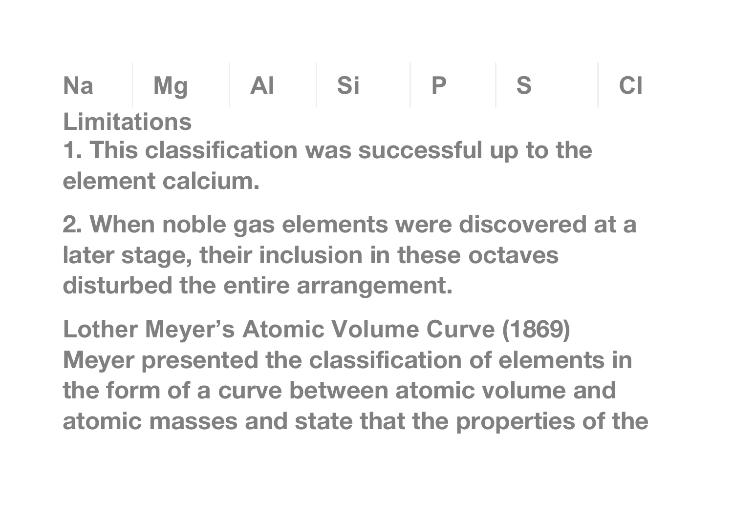| Na | Mg | Al | Si | P | S | Cl |
|---|---|---|---|---|---|---|

**Limitations**

1. This classification was successful up to the element calcium.

2. When noble gas elements were discovered at a later stage, their inclusion in these octaves disturbed the entire arrangement.

**Lother Meyer's Atomic Volume Curve (1869)**

Meyer presented the classification of elements in the form of a curve between atomic volume and atomic masses and state that the properties of the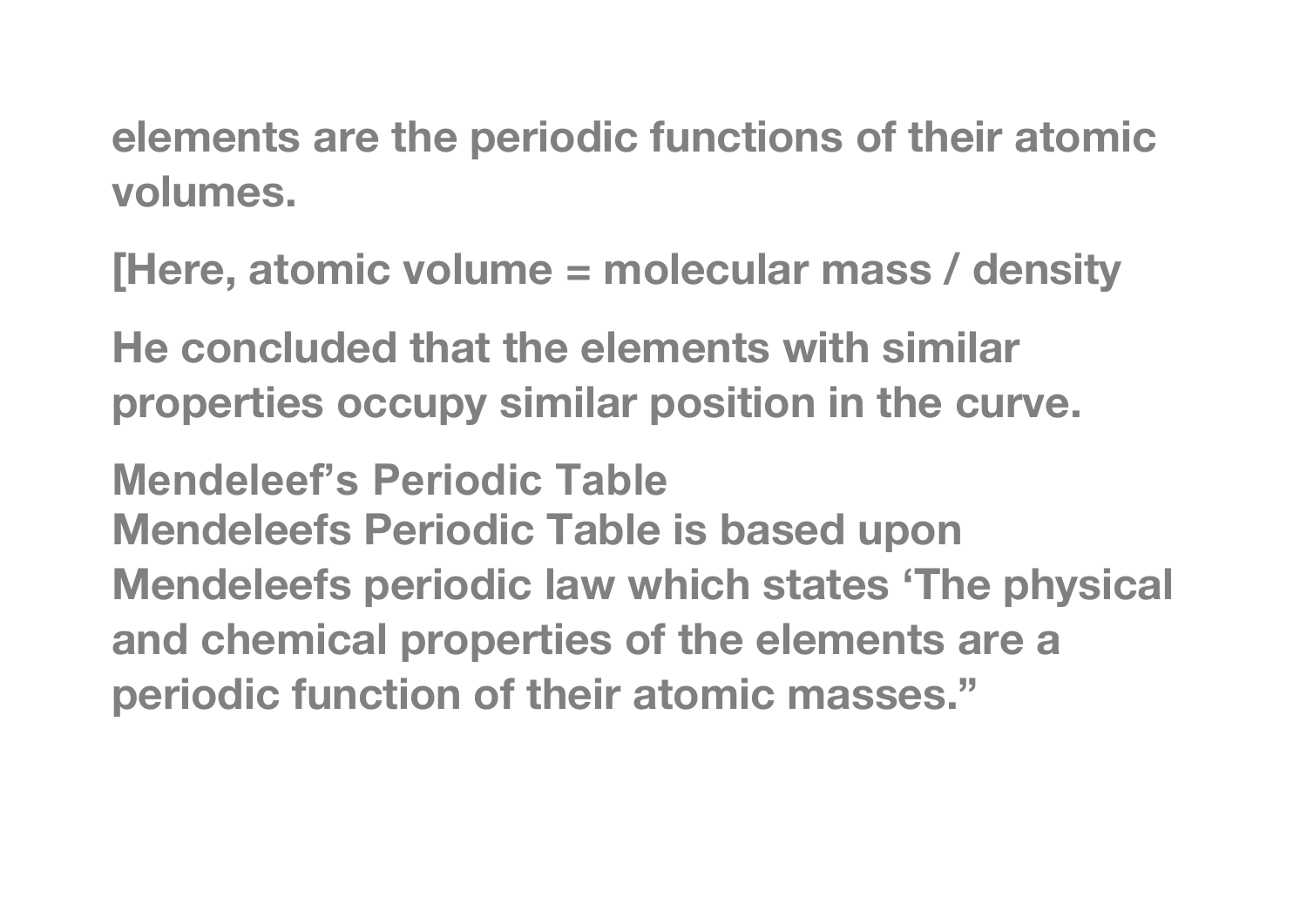elements are the periodic functions of their atomic volumes.

[Here, atomic volume = molecular mass / density

He concluded that the elements with similar properties occupy similar position in the curve.

## Mendeleef's Periodic Table

Mendeleefs Periodic Table is based upon Mendeleefs periodic law which states 'The physical and chemical properties of the elements are a periodic function of their atomic masses."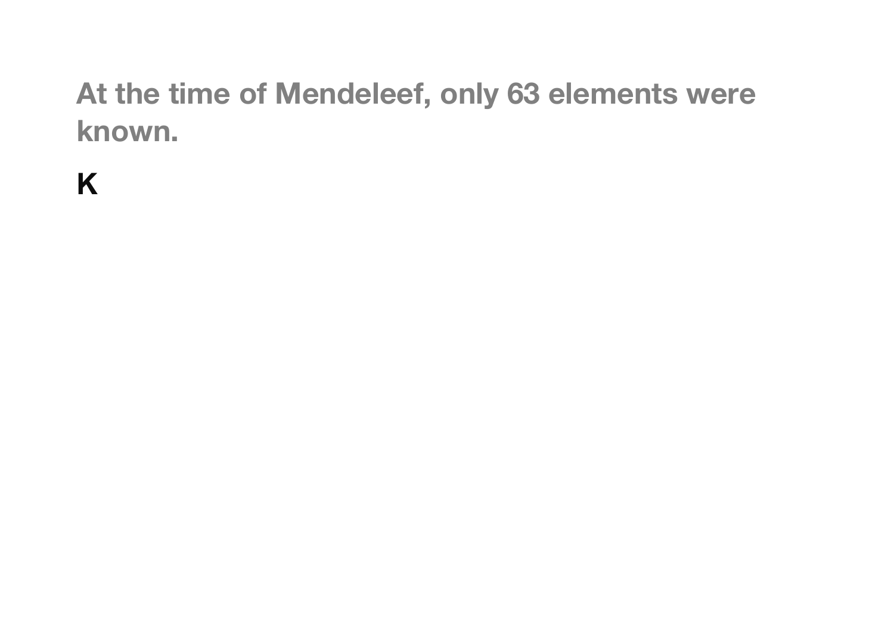**At the time of Mendeleef, only 63 elements were known.**

**K**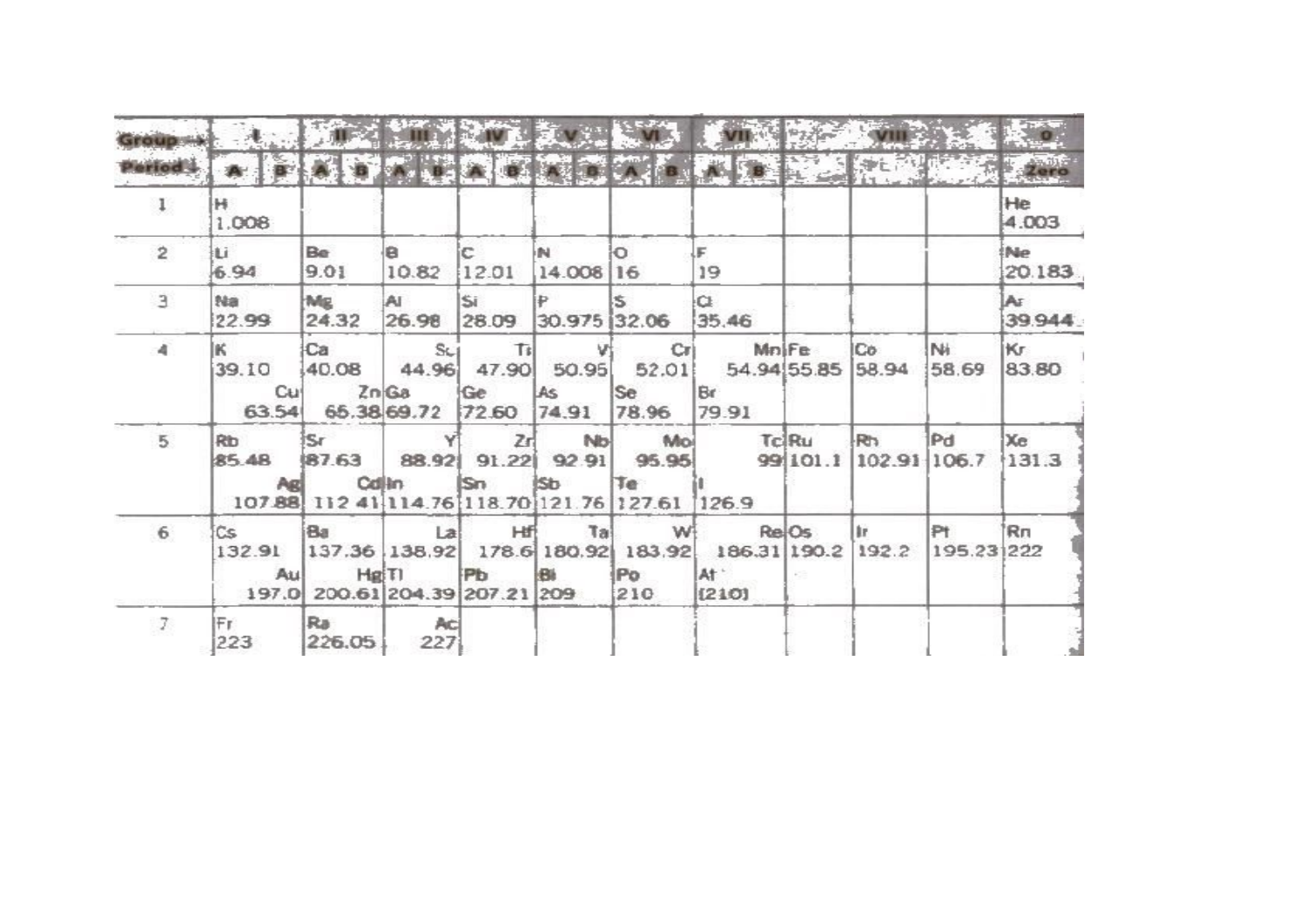| Group → | I | | II | | III | | IV | | V | | VI | | VII | | VIII | | | 0 |
|---|---|---|---|---|---|---|---|---|---|---|---|---|---|---|---|---|---|---|
| Period ↓ | A | B | A | B | A | B | A | B | A | B | A | B | A | B | | | | Zero |
| 1 | H 1.008 | | | | | | | | | | | | | | | | | He 4.003 |
| 2 | Li 6.94 | | Be 9.01 | | B 10.82 | | C 12.01 | | N 14.008 | | O 16 | | F 19 | | | | | Ne 20.183 |
| 3 | Na 22.99 | | Mg 24.32 | | Al 26.98 | | Si 28.09 | | P 30.975 | | S 32.06 | | Cl 35.46 | | | | | Ar 39.944 |
| 4 | K 39.10 | Cu 63.54 | Ca 40.08 | Zn 65.38 | Ga 69.72 | Sc 44.96 | Ge 72.60 | Ti 47.90 | As 74.91 | V 50.95 | Se 78.96 | Cr 52.01 | Br 79.91 | Mn 54.94 | Fe 55.85 | Co 58.94 | Ni 58.69 | Kr 83.80 |
| 5 | Rb 85.48 | Ag 107.88 | Sr 87.63 | Cd 112.41 | In 114.76 | Y 88.92 | Sn 118.70 | Zr 91.22 | Sb 121.76 | Nb 92.91 | Te 127.61 | Mo 95.95 | I 126.9 | Tc 99 | Ru 101.1 | Rh 102.91 | Pd 106.7 | Xe 131.3 |
| 6 | Cs 132.91 | Au 197.0 | Ba 137.36 | Hg 200.61 | Tl 204.39 | La 138.92 | Pb 207.21 | Hf 178.6 | Bi 209 | Ta 180.92 | Po 210 | W 183.92 | At (210) | Re 186.31 | Os 190.2 | Ir 192.2 | Pt 195.23 | Rn 222 |
| 7 | Fr 223 | | Ra 226.05 | | | Ac 227 | | | | | | | | | | | | |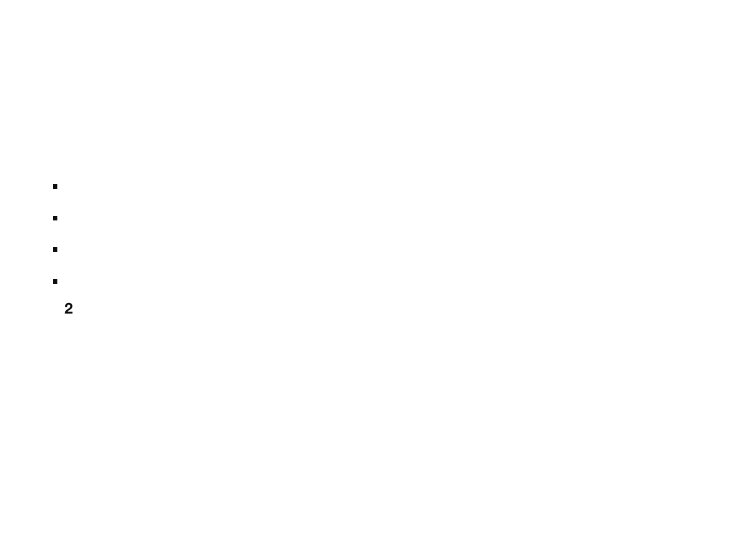- 
- 
- 
- 

2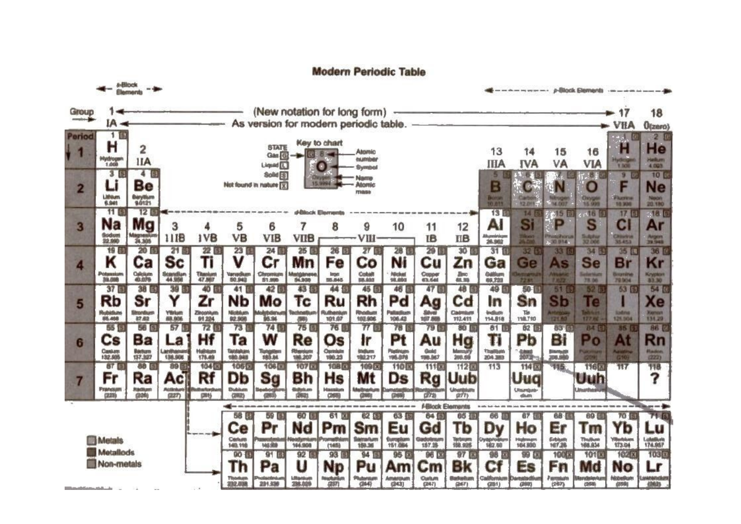# Modern Periodic Table

s-Block Elements — p-Block Elements

Group: 1 ← (New notation for long form) → 17, 18
IA ← As version for modern periodic table. → VIIA, 0(zero)

**Key to chart:** STATE: Gas [G], Liquid [L], Solid [S], Not found in nature [X] — Atomic number, Symbol, Name, Atomic mass (e.g., 8 O Oxygen 15.9994)

| Period | 1 IA | 2 IIA | 3 IIIB | 4 IVB | 5 VB | 6 VIB | 7 VIIB | 8 VIII | 9 VIII | 10 VIII | 11 IB | 12 IIB | 13 IIIA | 14 IVA | 15 VA | 16 VIA | 17 VIIA | 18 0(zero) |
|---|---|---|---|---|---|---|---|---|---|---|---|---|---|---|---|---|---|---|
| 1 | 1 H |  |  |  |  |  |  |  |  |  |  |  |  |  |  |  | 1 H | 2 He |
| 2 | 3 Li | 4 Be |  |  |  |  |  |  |  |  |  |  | 5 B | 6 C | 7 N | 8 O | 9 F | 10 Ne |
| 3 | 11 Na | 12 Mg |  |  |  |  |  |  |  |  |  |  | 13 Al | 14 Si | 15 P | 16 S | 17 Cl | 18 Ar |
| 4 | 19 K | 20 Ca | 21 Sc | 22 Ti | 23 V | 24 Cr | 25 Mn | 26 Fe | 27 Co | 28 Ni | 29 Cu | 30 Zn | 31 Ga | 32 Ge | 33 As | 34 Se | 35 Br | 36 Kr |
| 5 | 37 Rb | 38 Sr | 39 Y | 40 Zr | 41 Nb | 42 Mo | 43 Tc | 44 Ru | 45 Rh | 46 Pd | 47 Ag | 48 Cd | 49 In | 50 Sn | 51 Sb | 52 Te | 53 I | 54 Xe |
| 6 | 55 Cs | 56 Ba | 57 La | 72 Hf | 73 Ta | 74 W | 75 Re | 76 Os | 77 Ir | 78 Pt | 79 Au | 80 Hg | 81 Tl | 82 Pb | 83 Bi | 84 Po | 85 At | 86 Rn |
| 7 | 87 Fr | 88 Ra | 89 Ac | 104 Rf | 105 Db | 106 Sg | 107 Bh | 108 Hs | 109 Mt | 110 Ds | 111 Rg | 112 Uub | 113 | 114 Uuq | 115 | 116 Uuh | 117 | 118 ? |

d-Block Elements (groups 3–12)

f-Block Elements

| 58 Ce | 59 Pr | 60 Nd | 61 Pm | 62 Sm | 63 Eu | 64 Gd | 65 Tb | 66 Dy | 67 Ho | 68 Er | 69 Tm | 70 Yb | 71 Lu |
|---|---|---|---|---|---|---|---|---|---|---|---|---|---|
| 90 Th | 91 Pa | 92 U | 93 Np | 94 Pu | 95 Am | 96 Cm | 97 Bk | 98 Cf | 99 Es | 100 Fn | 101 Md | 102 No | 103 Lr |

- Metals
- Metalloids
- Non-metals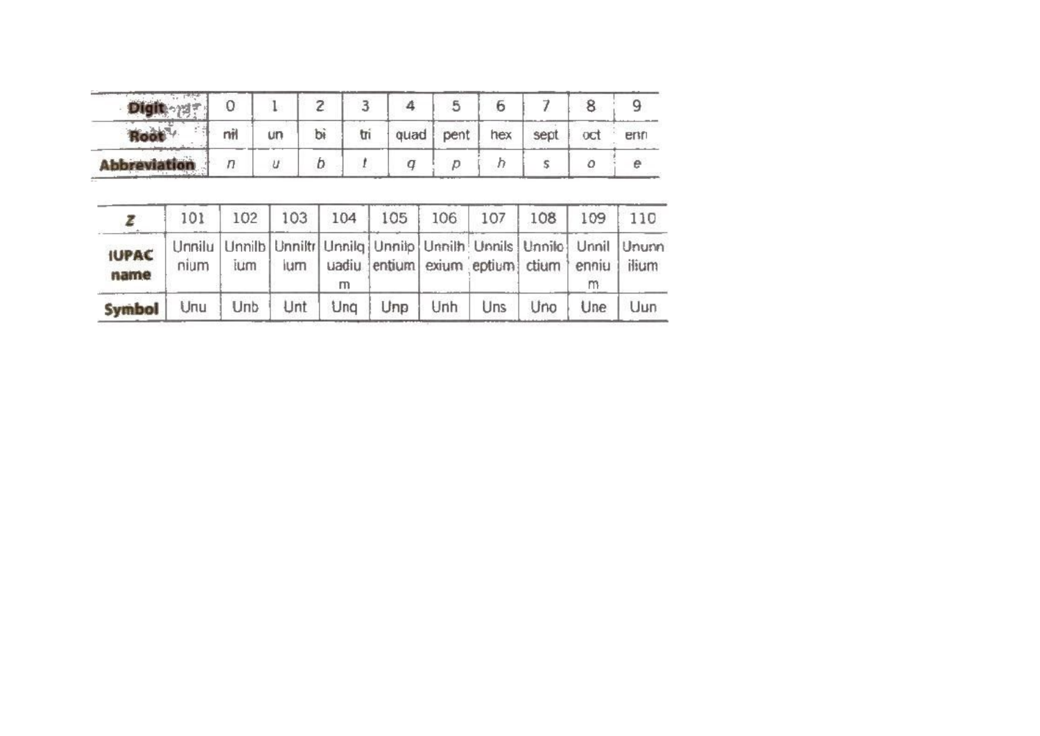| Digit | 0 | 1 | 2 | 3 | 4 | 5 | 6 | 7 | 8 | 9 |
| --- | --- | --- | --- | --- | --- | --- | --- | --- | --- | --- |
| Root | nil | un | bi | tri | quad | pent | hex | sept | oct | enn |
| Abbreviation | *n* | *u* | *b* | *t* | *q* | *p* | *h* | *s* | *o* | *e* |

| Z | 101 | 102 | 103 | 104 | 105 | 106 | 107 | 108 | 109 | 110 |
| --- | --- | --- | --- | --- | --- | --- | --- | --- | --- | --- |
| IUPAC name | Unnilunium | Unnilbium | Unniltrium | Unnilquadium | Unnilpentium | Unnilhexium | Unnilseptium | Unniloctium | Unnilennium | Ununnilium |
| Symbol | Unu | Unb | Unt | Unq | Unp | Unh | Uns | Uno | Une | Uun |